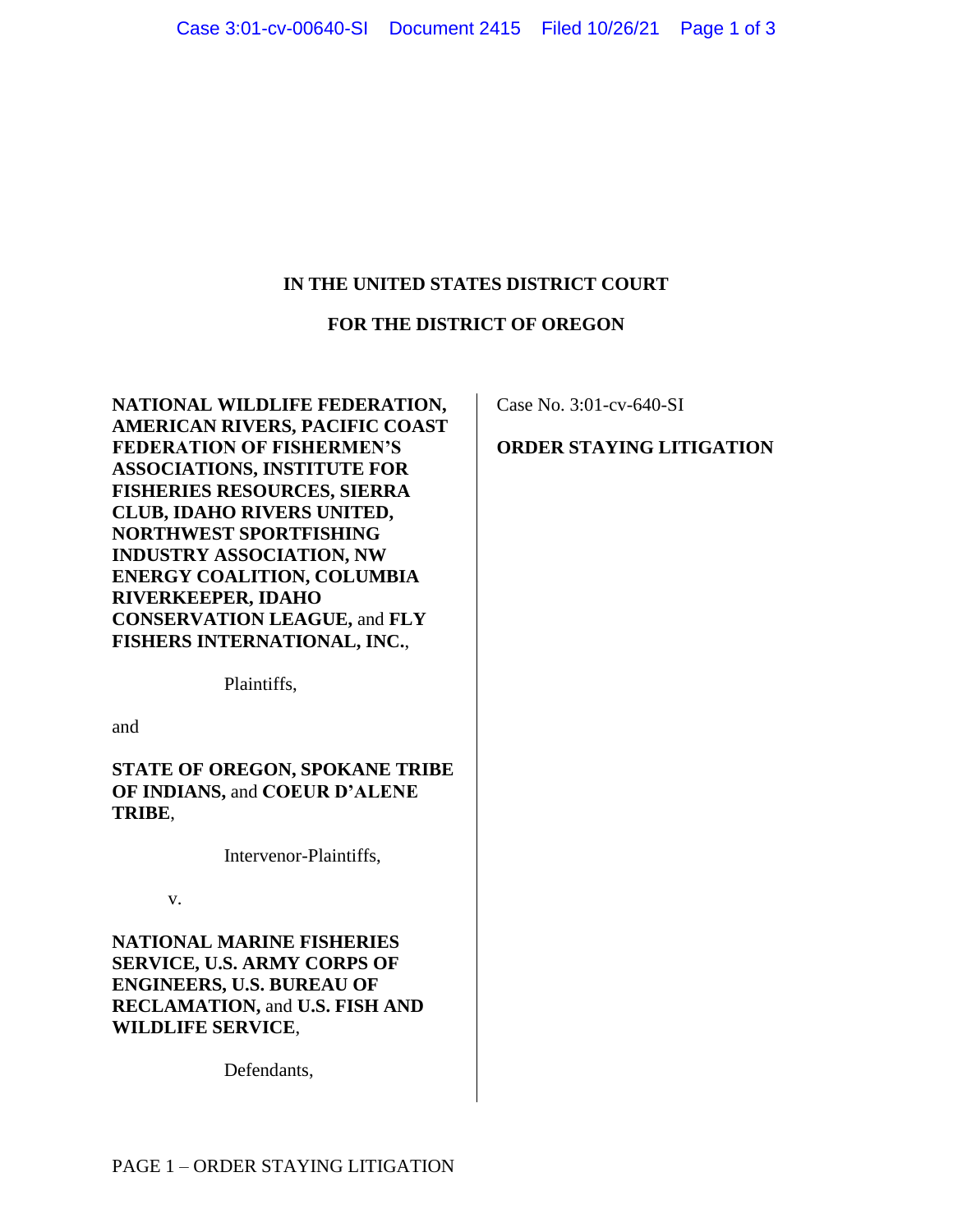# IN THE UNITED STATES DISTRICT COURT

# FOR THE DISTRICT OF OREGON

**NATIONAL WILDLIFE FEDERATION, AMERICAN RIVERS, PACIFIC COAST FEDERATION OF FISHERMEN'S ASSOCIATIONS, INSTITUTE FOR FISHERIES RESOURCES, SIERRA CLUB, IDAHO RIVERS UNITED, NORTHWEST SPORTFISHING INDUSTRY ASSOCIATION, NW ENERGY COALITION, COLUMBIA RIVERKEEPER, IDAHO CONSERVATION LEAGUE,** and **FLY FISHERS INTERNATIONAL, INC.**,

Plaintiffs,

and

**STATE OF OREGON, SPOKANE TRIBE OF INDIANS,** and **COEUR D'ALENE TRIBE**,

Intervenor-Plaintiffs,

v.

**NATIONAL MARINE FISHERIES SERVICE, U.S. ARMY CORPS OF ENGINEERS, U.S. BUREAU OF RECLAMATION,** and **U.S. FISH AND WILDLIFE SERVICE**,

Defendants,

Case No. 3:01-cv-640-SI

**ORDER STAYING LITIGATION**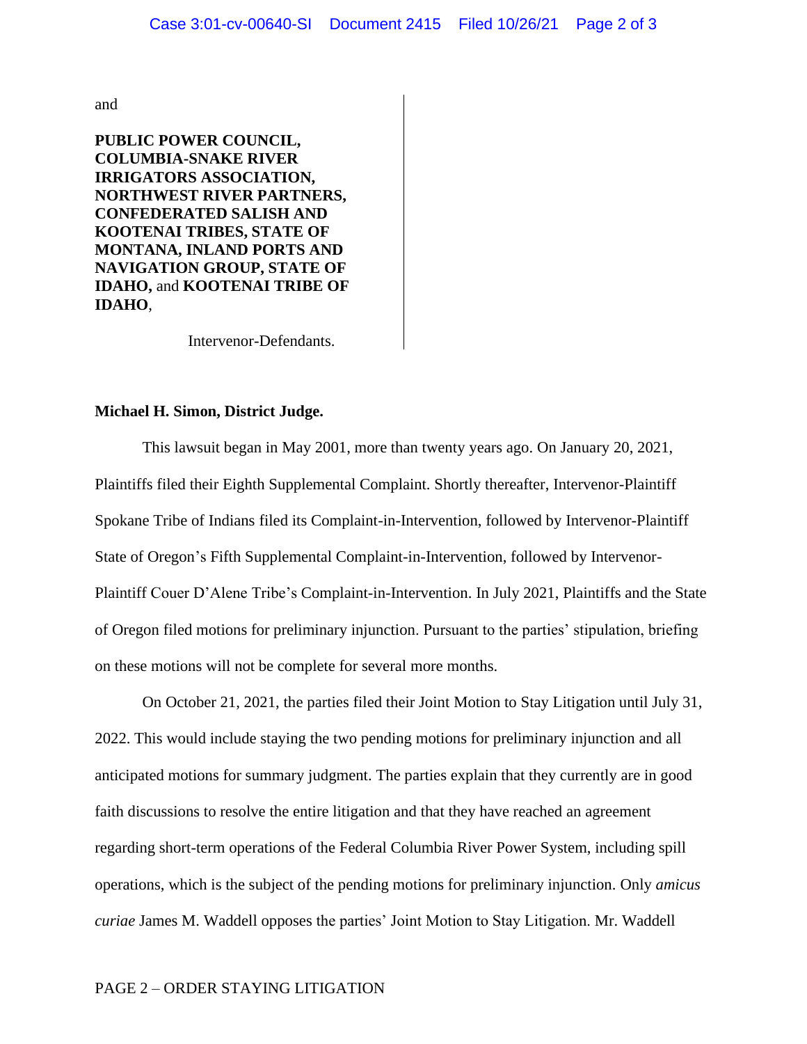and

**PUBLIC POWER COUNCIL, COLUMBIA-SNAKE RIVER IRRIGATORS ASSOCIATION, NORTHWEST RIVER PARTNERS, CONFEDERATED SALISH AND KOOTENAI TRIBES, STATE OF MONTANA, INLAND PORTS AND NAVIGATION GROUP, STATE OF IDAHO,** and **KOOTENAI TRIBE OF IDAHO**,

Intervenor-Defendants.

**Michael H. Simon, District Judge.**

This lawsuit began in May 2001, more than twenty years ago. On January 20, 2021, Plaintiffs filed their Eighth Supplemental Complaint. Shortly thereafter, Intervenor-Plaintiff Spokane Tribe of Indians filed its Complaint-in-Intervention, followed by Intervenor-Plaintiff State of Oregon's Fifth Supplemental Complaint-in-Intervention, followed by Intervenor-Plaintiff Couer D'Alene Tribe's Complaint-in-Intervention. In July 2021, Plaintiffs and the State of Oregon filed motions for preliminary injunction. Pursuant to the parties' stipulation, briefing on these motions will not be complete for several more months.

On October 21, 2021, the parties filed their Joint Motion to Stay Litigation until July 31, 2022. This would include staying the two pending motions for preliminary injunction and all anticipated motions for summary judgment. The parties explain that they currently are in good faith discussions to resolve the entire litigation and that they have reached an agreement regarding short-term operations of the Federal Columbia River Power System, including spill operations, which is the subject of the pending motions for preliminary injunction. Only *amicus curiae* James M. Waddell opposes the parties' Joint Motion to Stay Litigation. Mr. Waddell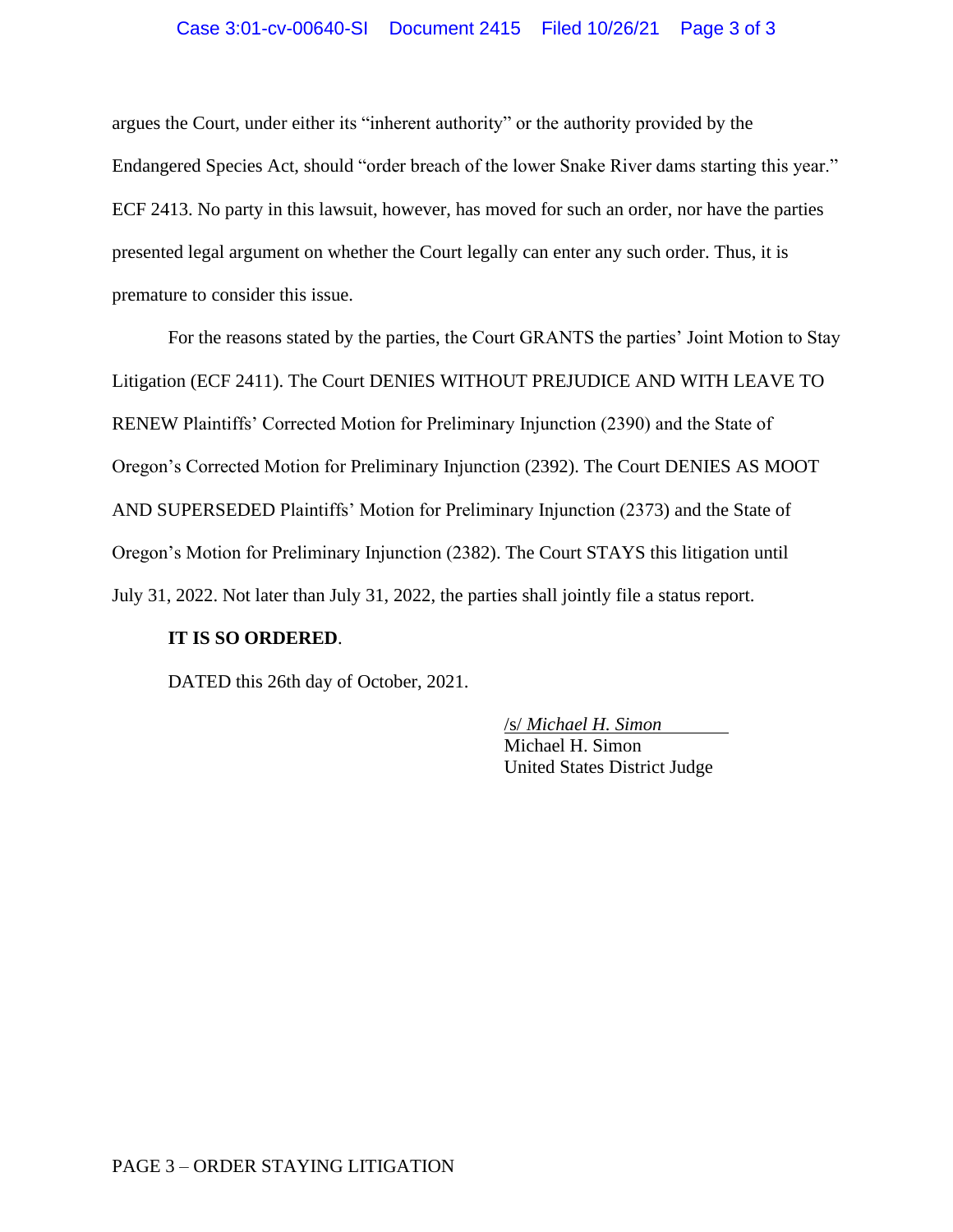argues the Court, under either its "inherent authority" or the authority provided by the Endangered Species Act, should "order breach of the lower Snake River dams starting this year." ECF 2413. No party in this lawsuit, however, has moved for such an order, nor have the parties presented legal argument on whether the Court legally can enter any such order. Thus, it is premature to consider this issue.

For the reasons stated by the parties, the Court GRANTS the parties' Joint Motion to Stay Litigation (ECF 2411). The Court DENIES WITHOUT PREJUDICE AND WITH LEAVE TO RENEW Plaintiffs' Corrected Motion for Preliminary Injunction (2390) and the State of Oregon's Corrected Motion for Preliminary Injunction (2392). The Court DENIES AS MOOT AND SUPERSEDED Plaintiffs' Motion for Preliminary Injunction (2373) and the State of Oregon's Motion for Preliminary Injunction (2382). The Court STAYS this litigation until July 31, 2022. Not later than July 31, 2022, the parties shall jointly file a status report.

**IT IS SO ORDERED**.

DATED this 26th day of October, 2021.

/s/ *Michael H. Simon*  
Michael H. Simon  
United States District Judge

PAGE 3 – ORDER STAYING LITIGATION